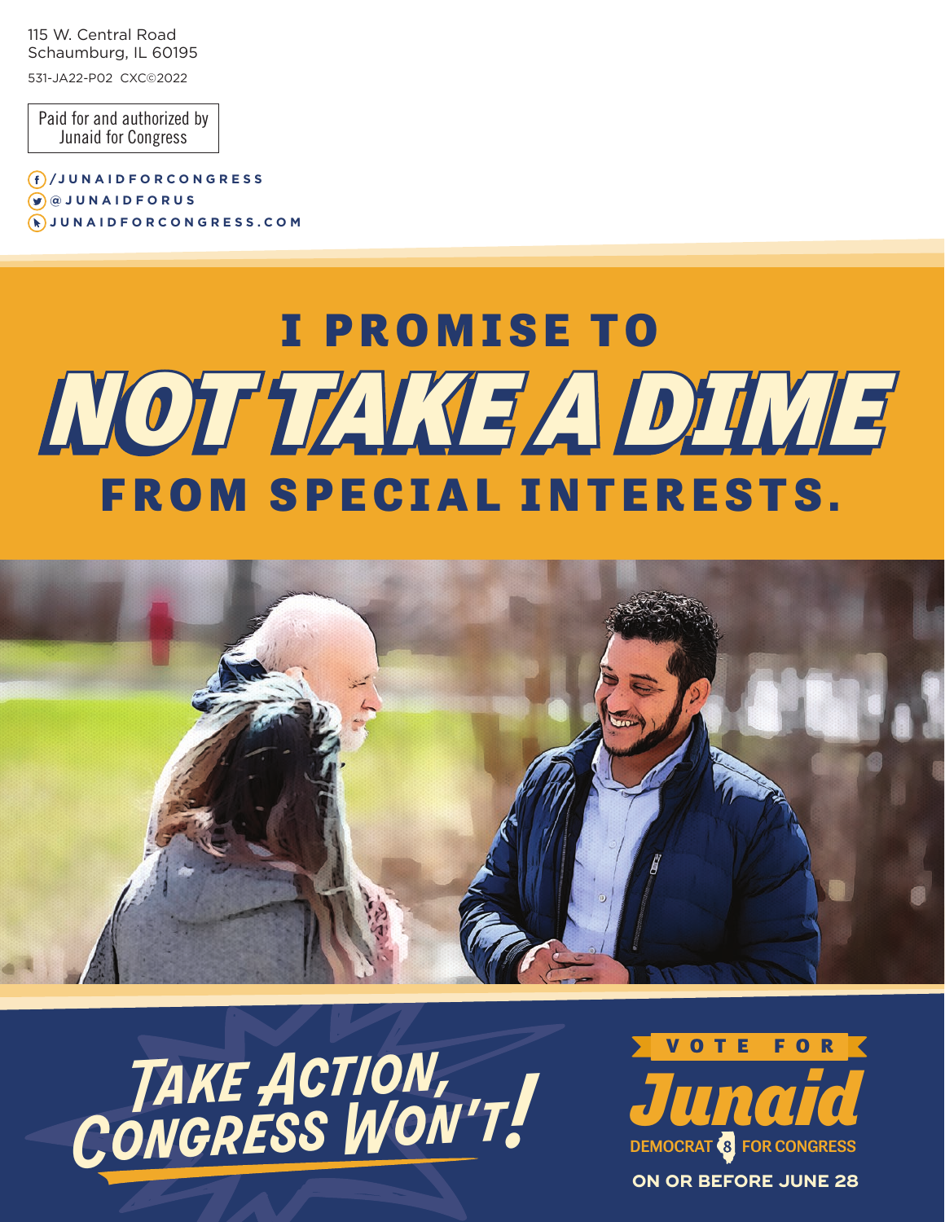115 W. Central Road
Schaumburg, IL 60195

531-JA22-P02 CXC©2022

Paid for and authorized by
Junaid for Congress

/JUNAIDFORCONGRESS
@JUNAIDFORUS
JUNAIDFORCONGRESS.COM

# I PROMISE TO *NOT TAKE A DIME* FROM SPECIAL INTERESTS.

## *TAKE ACTION, CONGRESS WON'T!*

VOTE FOR

**Junaid**

DEMOCRAT 8 FOR CONGRESS

**ON OR BEFORE JUNE 28**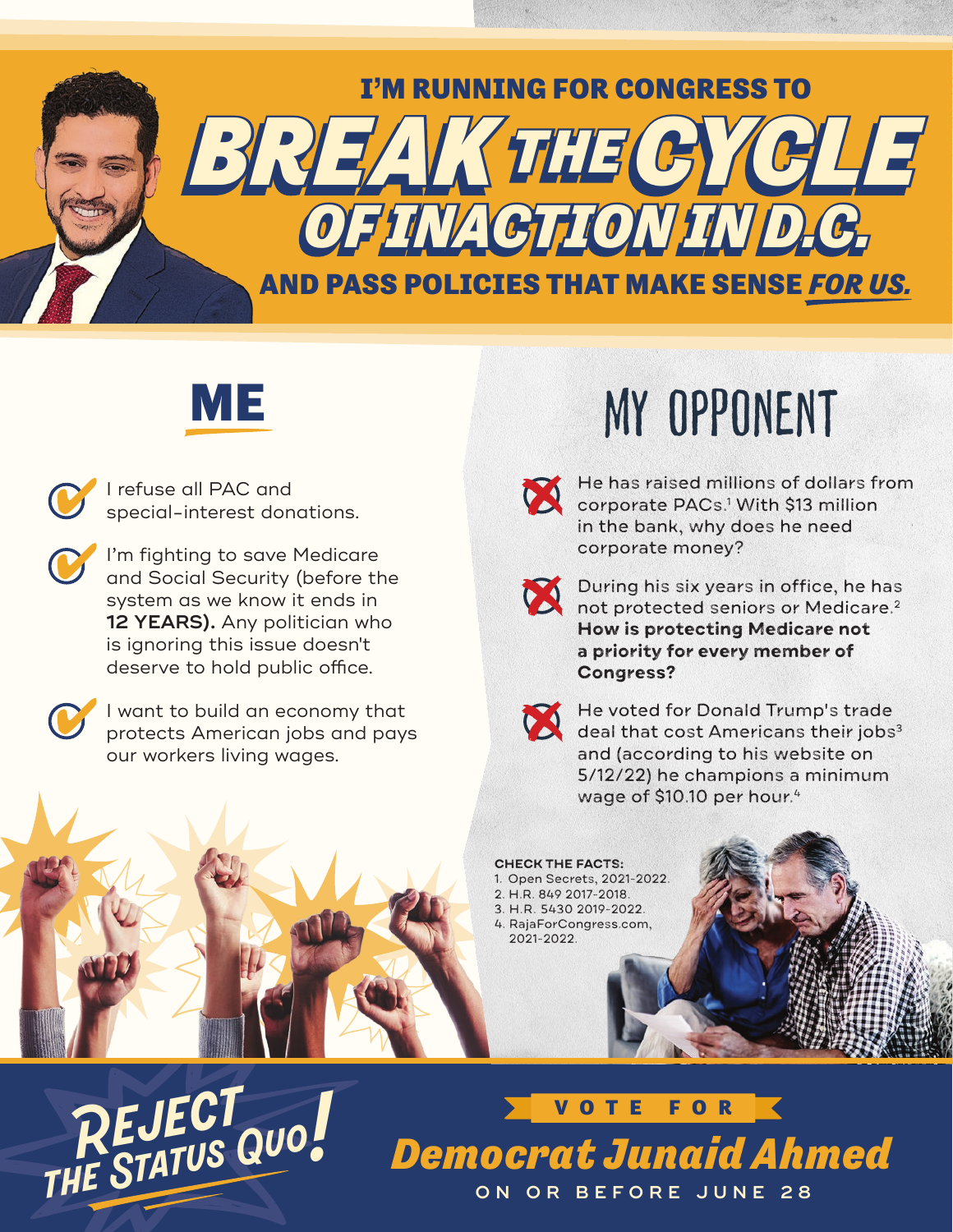I'M RUNNING FOR CONGRESS TO

# BREAK THE CYCLE OF INACTION IN D.C.

AND PASS POLICIES THAT MAKE SENSE *FOR US.*

## ME

- I refuse all PAC and special-interest donations.
- I'm fighting to save Medicare and Social Security (before the system as we know it ends in **12 YEARS).** Any politician who is ignoring this issue doesn't deserve to hold public office.
- I want to build an economy that protects American jobs and pays our workers living wages.

## MY OPPONENT

- He has raised millions of dollars from corporate PACs.[1] With $13 million in the bank, why does he need corporate money?
- During his six years in office, he has not protected seniors or Medicare.[2] **How is protecting Medicare not a priority for every member of Congress?**
- He voted for Donald Trump's trade deal that cost Americans their jobs[3] and (according to his website on 5/12/22) he champions a minimum wage of $10.10 per hour.[4]

**CHECK THE FACTS:**

1. Open Secrets, 2021-2022.
2. H.R. 849 2017-2018.
3. H.R. 5430 2019-2022.
4. RajaForCongress.com, 2021-2022.

*REJECT THE STATUS QUO!*

VOTE FOR

**Democrat Junaid Ahmed**

ON OR BEFORE JUNE 28